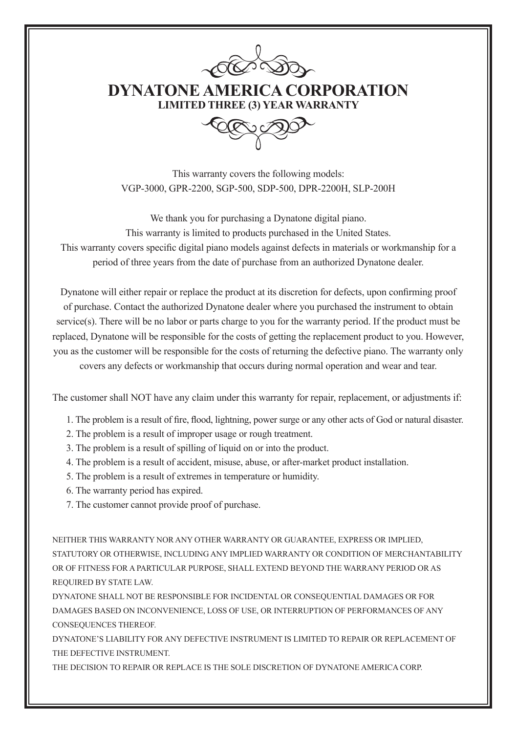# DYNATONE AMERICA CORPORATION

## LIMITED THREE (3) YEAR WARRANTY

This warranty covers the following models:
VGP-3000, GPR-2200, SGP-500, SDP-500, DPR-2200H, SLP-200H

We thank you for purchasing a Dynatone digital piano.
This warranty is limited to products purchased in the United States.
This warranty covers specific digital piano models against defects in materials or workmanship for a period of three years from the date of purchase from an authorized Dynatone dealer.

Dynatone will either repair or replace the product at its discretion for defects, upon confirming proof of purchase. Contact the authorized Dynatone dealer where you purchased the instrument to obtain service(s). There will be no labor or parts charge to you for the warranty period. If the product must be replaced, Dynatone will be responsible for the costs of getting the replacement product to you. However, you as the customer will be responsible for the costs of returning the defective piano. The warranty only covers any defects or workmanship that occurs during normal operation and wear and tear.

The customer shall NOT have any claim under this warranty for repair, replacement, or adjustments if:

1. The problem is a result of fire, flood, lightning, power surge or any other acts of God or natural disaster.
2. The problem is a result of improper usage or rough treatment.
3. The problem is a result of spilling of liquid on or into the product.
4. The problem is a result of accident, misuse, abuse, or after-market product installation.
5. The problem is a result of extremes in temperature or humidity.
6. The warranty period has expired.
7. The customer cannot provide proof of purchase.

NEITHER THIS WARRANTY NOR ANY OTHER WARRANTY OR GUARANTEE, EXPRESS OR IMPLIED, STATUTORY OR OTHERWISE, INCLUDING ANY IMPLIED WARRANTY OR CONDITION OF MERCHANTABILITY OR OF FITNESS FOR A PARTICULAR PURPOSE, SHALL EXTEND BEYOND THE WARRANY PERIOD OR AS REQUIRED BY STATE LAW.

DYNATONE SHALL NOT BE RESPONSIBLE FOR INCIDENTAL OR CONSEQUENTIAL DAMAGES OR FOR DAMAGES BASED ON INCONVENIENCE, LOSS OF USE, OR INTERRUPTION OF PERFORMANCES OF ANY CONSEQUENCES THEREOF.

DYNATONE'S LIABILITY FOR ANY DEFECTIVE INSTRUMENT IS LIMITED TO REPAIR OR REPLACEMENT OF THE DEFECTIVE INSTRUMENT.

THE DECISION TO REPAIR OR REPLACE IS THE SOLE DISCRETION OF DYNATONE AMERICA CORP.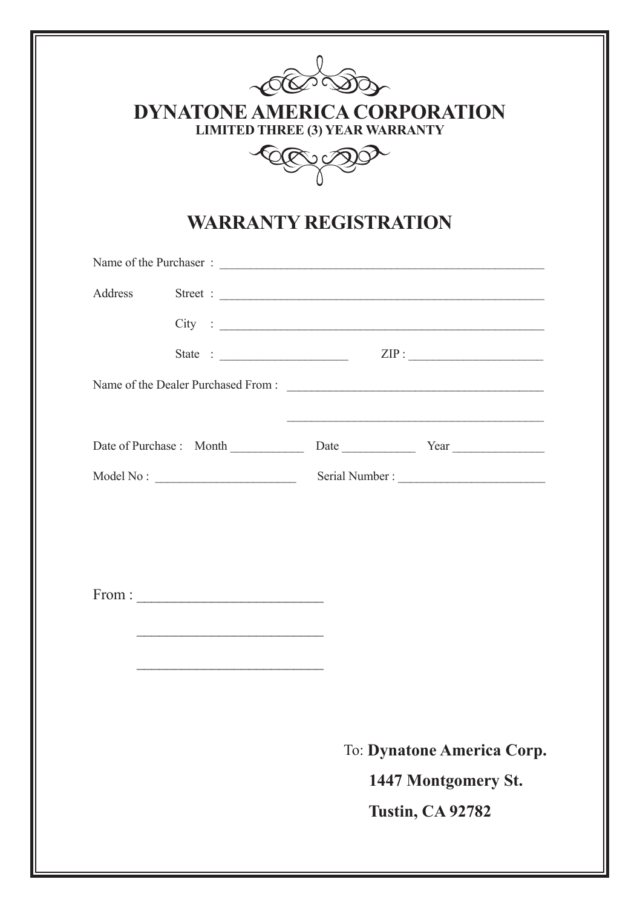# DYNATONE AMERICA CORPORATION

**LIMITED THREE (3) YEAR WARRANTY**

## WARRANTY REGISTRATION

Name of the Purchaser : ______________________________________________

Address Street : ______________________________________________

City : ______________________________________________

State : ____________________ ZIP : ____________________

Name of the Dealer Purchased From : ______________________________________

______________________________________

Date of Purchase : Month ___________ Date ___________ Year _____________

Model No : ______________________ Serial Number : ______________________

From : ________________________

________________________

________________________

To: **Dynatone America Corp.**

**1447 Montgomery St.**

**Tustin, CA 92782**